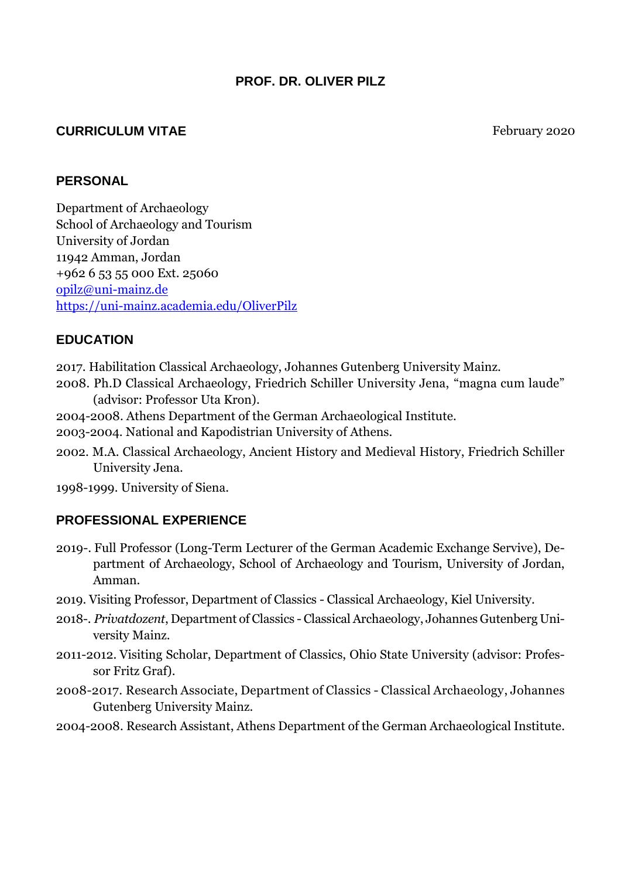# PROF. DR. OLIVER PILZ

## CURRICULUM VITAE

February 2020

## PERSONAL

Department of Archaeology
School of Archaeology and Tourism
University of Jordan
11942 Amman, Jordan
+962 6 53 55 000 Ext. 25060
opilz@uni-mainz.de
https://uni-mainz.academia.edu/OliverPilz

## EDUCATION

2017. Habilitation Classical Archaeology, Johannes Gutenberg University Mainz.

2008. Ph.D Classical Archaeology, Friedrich Schiller University Jena, "magna cum laude" (advisor: Professor Uta Kron).

2004-2008. Athens Department of the German Archaeological Institute.

2003-2004. National and Kapodistrian University of Athens.

2002. M.A. Classical Archaeology, Ancient History and Medieval History, Friedrich Schiller University Jena.

1998-1999. University of Siena.

## PROFESSIONAL EXPERIENCE

2019-. Full Professor (Long-Term Lecturer of the German Academic Exchange Servive), Department of Archaeology, School of Archaeology and Tourism, University of Jordan, Amman.

2019. Visiting Professor, Department of Classics - Classical Archaeology, Kiel University.

2018-. *Privatdozent*, Department of Classics - Classical Archaeology, Johannes Gutenberg University Mainz.

2011-2012. Visiting Scholar, Department of Classics, Ohio State University (advisor: Professor Fritz Graf).

2008-2017. Research Associate, Department of Classics - Classical Archaeology, Johannes Gutenberg University Mainz.

2004-2008. Research Assistant, Athens Department of the German Archaeological Institute.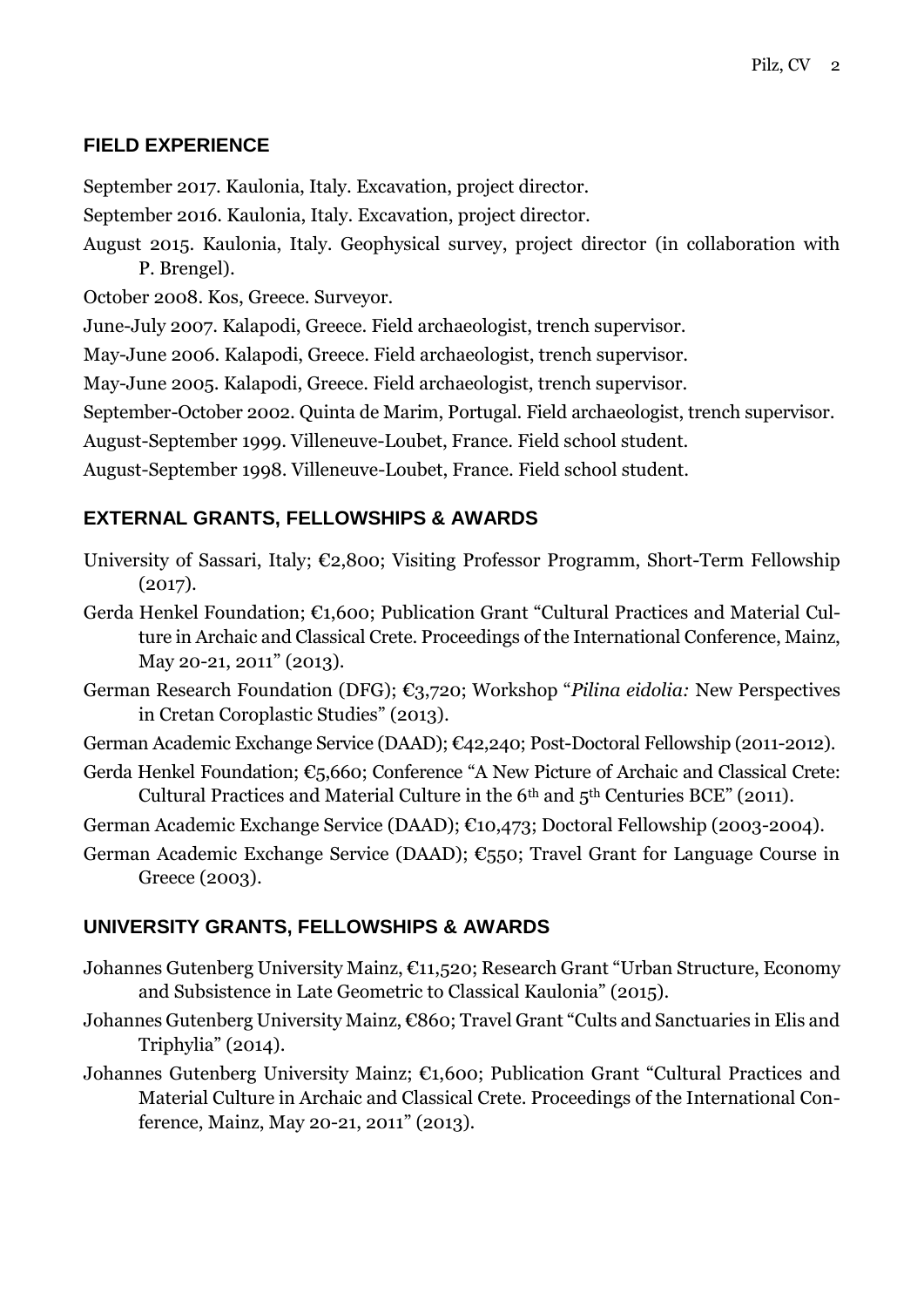## FIELD EXPERIENCE

September 2017. Kaulonia, Italy. Excavation, project director.

September 2016. Kaulonia, Italy. Excavation, project director.

August 2015. Kaulonia, Italy. Geophysical survey, project director (in collaboration with P. Brengel).

October 2008. Kos, Greece. Surveyor.

June-July 2007. Kalapodi, Greece. Field archaeologist, trench supervisor.

May-June 2006. Kalapodi, Greece. Field archaeologist, trench supervisor.

May-June 2005. Kalapodi, Greece. Field archaeologist, trench supervisor.

September-October 2002. Quinta de Marim, Portugal. Field archaeologist, trench supervisor.

August-September 1999. Villeneuve-Loubet, France. Field school student.

August-September 1998. Villeneuve-Loubet, France. Field school student.

## EXTERNAL GRANTS, FELLOWSHIPS & AWARDS

University of Sassari, Italy; €2,800; Visiting Professor Programm, Short-Term Fellowship (2017).

Gerda Henkel Foundation; €1,600; Publication Grant "Cultural Practices and Material Culture in Archaic and Classical Crete. Proceedings of the International Conference, Mainz, May 20-21, 2011" (2013).

German Research Foundation (DFG); €3,720; Workshop "*Pilina eidolia:* New Perspectives in Cretan Coroplastic Studies" (2013).

German Academic Exchange Service (DAAD); €42,240; Post-Doctoral Fellowship (2011-2012).

Gerda Henkel Foundation; €5,660; Conference "A New Picture of Archaic and Classical Crete: Cultural Practices and Material Culture in the 6th and 5th Centuries BCE" (2011).

German Academic Exchange Service (DAAD); €10,473; Doctoral Fellowship (2003-2004).

German Academic Exchange Service (DAAD); €550; Travel Grant for Language Course in Greece (2003).

## UNIVERSITY GRANTS, FELLOWSHIPS & AWARDS

Johannes Gutenberg University Mainz, €11,520; Research Grant "Urban Structure, Economy and Subsistence in Late Geometric to Classical Kaulonia" (2015).

Johannes Gutenberg University Mainz, €860; Travel Grant "Cults and Sanctuaries in Elis and Triphylia" (2014).

Johannes Gutenberg University Mainz; €1,600; Publication Grant "Cultural Practices and Material Culture in Archaic and Classical Crete. Proceedings of the International Conference, Mainz, May 20-21, 2011" (2013).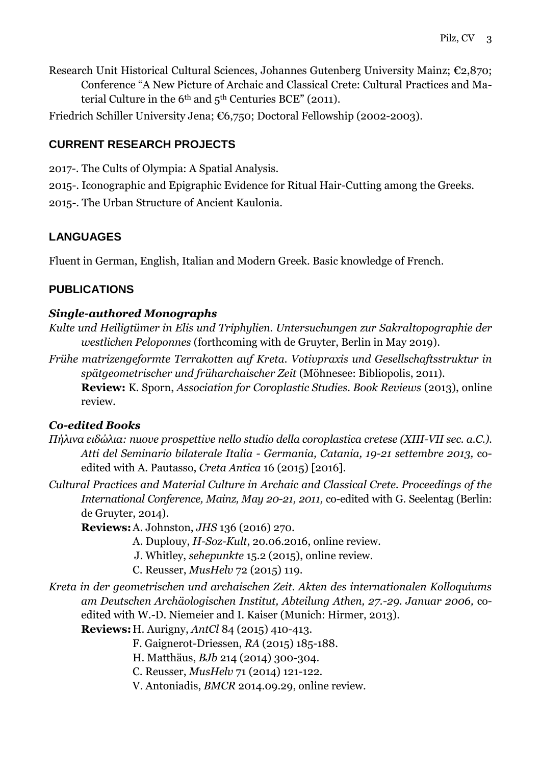Research Unit Historical Cultural Sciences, Johannes Gutenberg University Mainz; €2,870; Conference "A New Picture of Archaic and Classical Crete: Cultural Practices and Material Culture in the 6th and 5th Centuries BCE" (2011).

Friedrich Schiller University Jena; €6,750; Doctoral Fellowship (2002-2003).

## CURRENT RESEARCH PROJECTS

2017-. The Cults of Olympia: A Spatial Analysis.

2015-. Iconographic and Epigraphic Evidence for Ritual Hair-Cutting among the Greeks.

2015-. The Urban Structure of Ancient Kaulonia.

## LANGUAGES

Fluent in German, English, Italian and Modern Greek. Basic knowledge of French.

## PUBLICATIONS

### *Single-authored Monographs*

*Kulte und Heiligtümer in Elis und Triphylien. Untersuchungen zur Sakraltopographie der westlichen Peloponnes* (forthcoming with de Gruyter, Berlin in May 2019).

*Frühe matrizengeformte Terrakotten auf Kreta. Votivpraxis und Gesellschaftsstruktur in spätgeometrischer und früharchaischer Zeit* (Möhnesee: Bibliopolis, 2011).
**Review:** K. Sporn, *Association for Coroplastic Studies. Book Reviews* (2013), online review.

### *Co-edited Books*

*Πήλινα ειδώλια: nuove prospettive nello studio della coroplastica cretese (XIII-VII sec. a.C.). Atti del Seminario bilaterale Italia - Germania, Catania, 19-21 settembre 2013,* co-edited with A. Pautasso, *Creta Antica* 16 (2015) [2016].

*Cultural Practices and Material Culture in Archaic and Classical Crete. Proceedings of the International Conference, Mainz, May 20-21, 2011,* co-edited with G. Seelentag (Berlin: de Gruyter, 2014).
**Reviews:** A. Johnston, *JHS* 136 (2016) 270.
A. Duplouy, *H-Soz-Kult*, 20.06.2016, online review.
J. Whitley, *sehepunkte* 15.2 (2015), online review.
C. Reusser, *MusHelv* 72 (2015) 119.

*Kreta in der geometrischen und archaischen Zeit. Akten des internationalen Kolloquiums am Deutschen Archäologischen Institut, Abteilung Athen, 27.-29. Januar 2006,* co-edited with W.-D. Niemeier and I. Kaiser (Munich: Hirmer, 2013).
**Reviews:** H. Aurigny, *AntCl* 84 (2015) 410-413.
F. Gaignerot-Driessen, *RA* (2015) 185-188.
H. Matthäus, *BJb* 214 (2014) 300-304.
C. Reusser, *MusHelv* 71 (2014) 121-122.
V. Antoniadis, *BMCR* 2014.09.29, online review.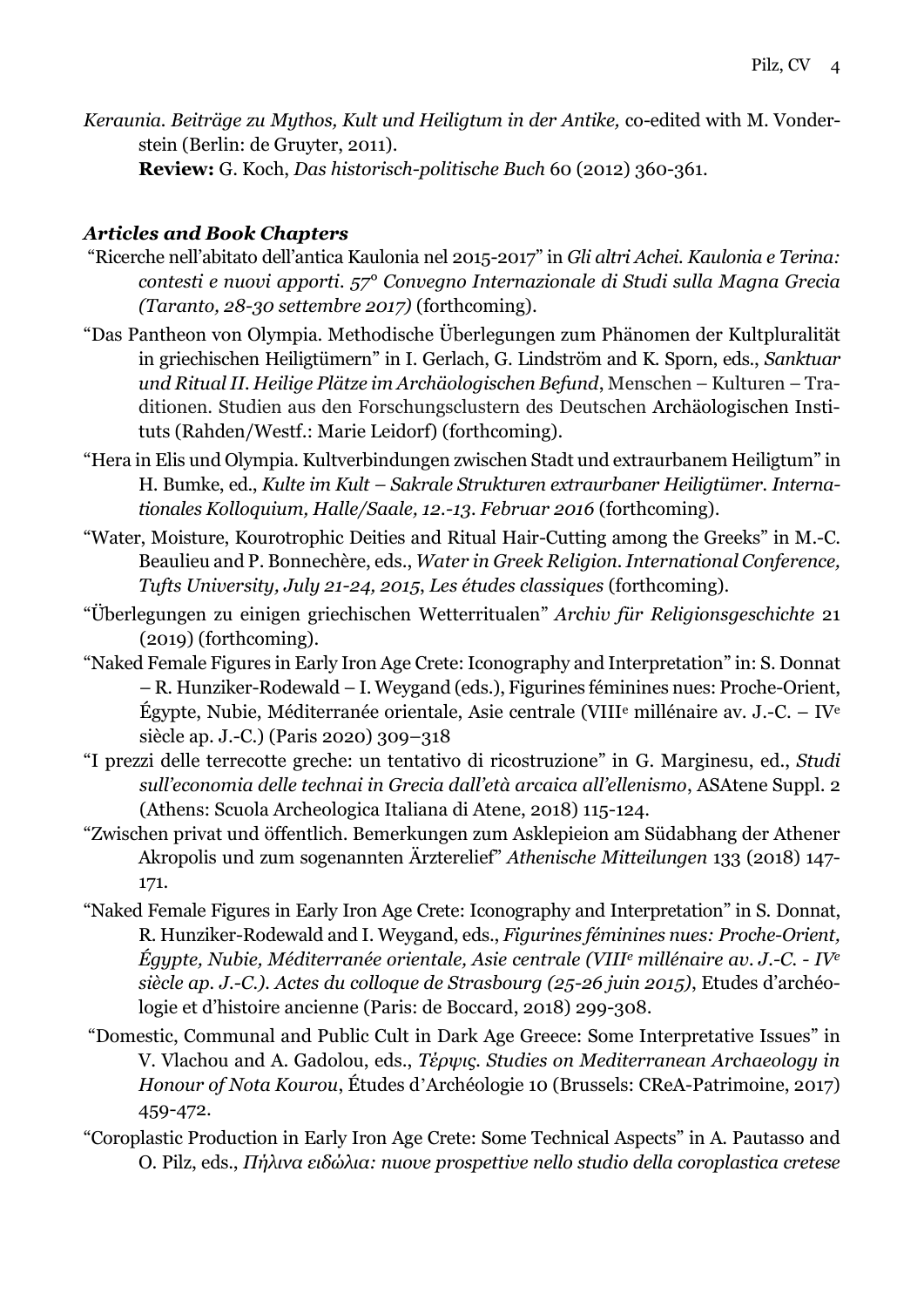*Keraunia. Beiträge zu Mythos, Kult und Heiligtum in der Antike,* co-edited with M. Vonderstein (Berlin: de Gruyter, 2011).

**Review:** G. Koch, *Das historisch-politische Buch* 60 (2012) 360-361.

### *Articles and Book Chapters*

"Ricerche nell'abitato dell'antica Kaulonia nel 2015-2017" in *Gli altri Achei. Kaulonia e Terina: contesti e nuovi apporti. 57° Convegno Internazionale di Studi sulla Magna Grecia (Taranto, 28-30 settembre 2017)* (forthcoming).

"Das Pantheon von Olympia. Methodische Überlegungen zum Phänomen der Kultpluralität in griechischen Heiligtümern" in I. Gerlach, G. Lindström and K. Sporn, eds., *Sanktuar und Ritual II. Heilige Plätze im Archäologischen Befund*, Menschen – Kulturen – Traditionen. Studien aus den Forschungsclustern des Deutschen Archäologischen Instituts (Rahden/Westf.: Marie Leidorf) (forthcoming).

"Hera in Elis und Olympia. Kultverbindungen zwischen Stadt und extraurbanem Heiligtum" in H. Bumke, ed., *Kulte im Kult – Sakrale Strukturen extraurbaner Heiligtümer. Internationales Kolloquium, Halle/Saale, 12.-13. Februar 2016* (forthcoming).

"Water, Moisture, Kourotrophic Deities and Ritual Hair-Cutting among the Greeks" in M.-C. Beaulieu and P. Bonnechère, eds., *Water in Greek Religion. International Conference, Tufts University, July 21-24, 2015*, *Les études classiques* (forthcoming).

"Überlegungen zu einigen griechischen Wetterritualen" *Archiv für Religionsgeschichte* 21 (2019) (forthcoming).

"Naked Female Figures in Early Iron Age Crete: Iconography and Interpretation" in: S. Donnat – R. Hunziker-Rodewald – I. Weygand (eds.), Figurines féminines nues: Proche-Orient, Égypte, Nubie, Méditerranée orientale, Asie centrale (VIII^e millénaire av. J.-C. – IV^e siècle ap. J.-C.) (Paris 2020) 309–318

"I prezzi delle terrecotte greche: un tentativo di ricostruzione" in G. Marginesu, ed., *Studi sull'economia delle technai in Grecia dall'età arcaica all'ellenismo*, ASAtene Suppl. 2 (Athens: Scuola Archeologica Italiana di Atene, 2018) 115-124.

"Zwischen privat und öffentlich. Bemerkungen zum Asklepieion am Südabhang der Athener Akropolis und zum sogenannten Ärzterelief" *Athenische Mitteilungen* 133 (2018) 147-171.

"Naked Female Figures in Early Iron Age Crete: Iconography and Interpretation" in S. Donnat, R. Hunziker-Rodewald and I. Weygand, eds., *Figurines féminines nues: Proche-Orient, Égypte, Nubie, Méditerranée orientale, Asie centrale (VIII^e millénaire av. J.-C. - IV^e siècle ap. J.-C.). Actes du colloque de Strasbourg (25-26 juin 2015)*, Etudes d'archéologie et d'histoire ancienne (Paris: de Boccard, 2018) 299-308.

"Domestic, Communal and Public Cult in Dark Age Greece: Some Interpretative Issues" in V. Vlachou and A. Gadolou, eds., *Τέρψις. Studies on Mediterranean Archaeology in Honour of Nota Kourou*, Études d'Archéologie 10 (Brussels: CReA-Patrimoine, 2017) 459-472.

"Coroplastic Production in Early Iron Age Crete: Some Technical Aspects" in A. Pautasso and O. Pilz, eds., *Πήλινα ειδώλια: nuove prospettive nello studio della coroplastica cretese*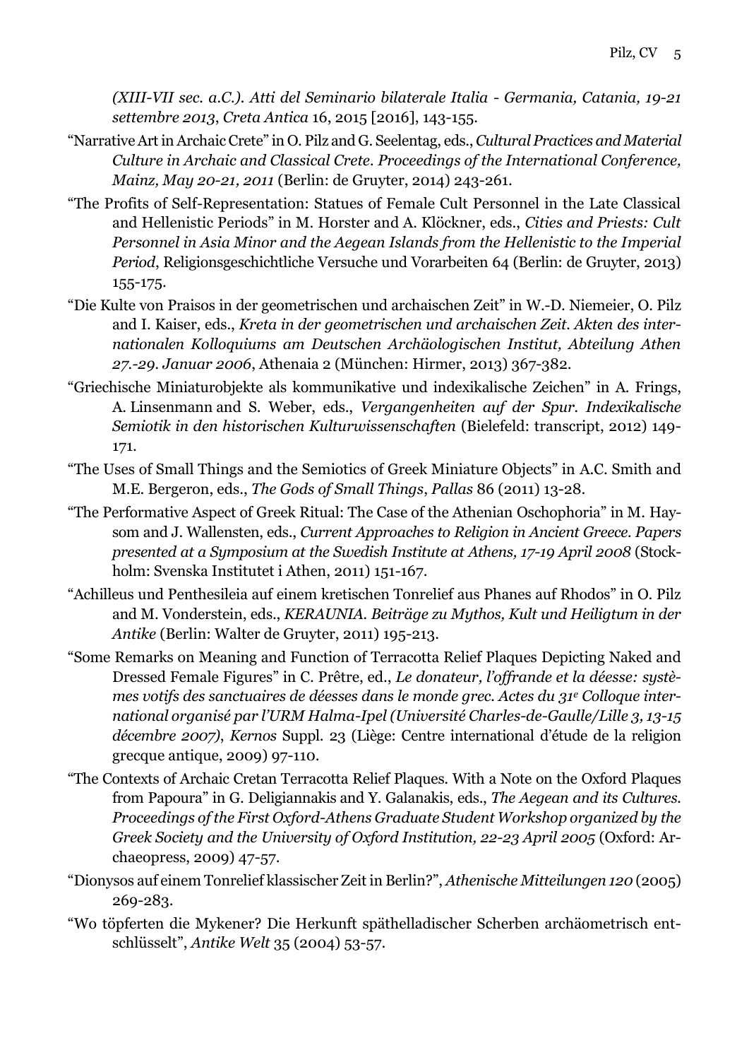*(XIII-VII sec. a.C.). Atti del Seminario bilaterale Italia - Germania, Catania, 19-21 settembre 2013*, *Creta Antica* 16, 2015 [2016], 143-155.

"Narrative Art in Archaic Crete" in O. Pilz and G. Seelentag, eds., *Cultural Practices and Material Culture in Archaic and Classical Crete. Proceedings of the International Conference, Mainz, May 20-21, 2011* (Berlin: de Gruyter, 2014) 243-261.

"The Profits of Self-Representation: Statues of Female Cult Personnel in the Late Classical and Hellenistic Periods" in M. Horster and A. Klöckner, eds., *Cities and Priests: Cult Personnel in Asia Minor and the Aegean Islands from the Hellenistic to the Imperial Period*, Religionsgeschichtliche Versuche und Vorarbeiten 64 (Berlin: de Gruyter, 2013) 155-175.

"Die Kulte von Praisos in der geometrischen und archaischen Zeit" in W.-D. Niemeier, O. Pilz and I. Kaiser, eds., *Kreta in der geometrischen und archaischen Zeit. Akten des internationalen Kolloquiums am Deutschen Archäologischen Institut, Abteilung Athen 27.-29. Januar 2006*, Athenaia 2 (München: Hirmer, 2013) 367-382.

"Griechische Miniaturobjekte als kommunikative und indexikalische Zeichen" in A. Frings, A. Linsenmann and S. Weber, eds., *Vergangenheiten auf der Spur. Indexikalische Semiotik in den historischen Kulturwissenschaften* (Bielefeld: transcript, 2012) 149-171.

"The Uses of Small Things and the Semiotics of Greek Miniature Objects" in A.C. Smith and M.E. Bergeron, eds., *The Gods of Small Things*, *Pallas* 86 (2011) 13-28.

"The Performative Aspect of Greek Ritual: The Case of the Athenian Oschophoria" in M. Haysom and J. Wallensten, eds., *Current Approaches to Religion in Ancient Greece. Papers presented at a Symposium at the Swedish Institute at Athens, 17-19 April 2008* (Stockholm: Svenska Institutet i Athen, 2011) 151-167.

"Achilleus und Penthesileia auf einem kretischen Tonrelief aus Phanes auf Rhodos" in O. Pilz and M. Vonderstein, eds., *KERAUNIA. Beiträge zu Mythos, Kult und Heiligtum in der Antike* (Berlin: Walter de Gruyter, 2011) 195-213.

"Some Remarks on Meaning and Function of Terracotta Relief Plaques Depicting Naked and Dressed Female Figures" in C. Prêtre, ed., *Le donateur, l'offrande et la déesse: systèmes votifs des sanctuaires de déesses dans le monde grec. Actes du 31e Colloque international organisé par l'URM Halma-Ipel (Université Charles-de-Gaulle/Lille 3, 13-15 décembre 2007)*, *Kernos* Suppl. 23 (Liège: Centre international d'étude de la religion grecque antique, 2009) 97-110.

"The Contexts of Archaic Cretan Terracotta Relief Plaques. With a Note on the Oxford Plaques from Papoura" in G. Deligiannakis and Y. Galanakis, eds., *The Aegean and its Cultures. Proceedings of the First Oxford-Athens Graduate Student Workshop organized by the Greek Society and the University of Oxford Institution, 22-23 April 2005* (Oxford: Archaeopress, 2009) 47-57.

"Dionysos auf einem Tonrelief klassischer Zeit in Berlin?", *Athenische Mitteilungen 120* (2005) 269-283.

"Wo töpferten die Mykener? Die Herkunft späthelladischer Scherben archäometrisch entschlüsselt", *Antike Welt* 35 (2004) 53-57.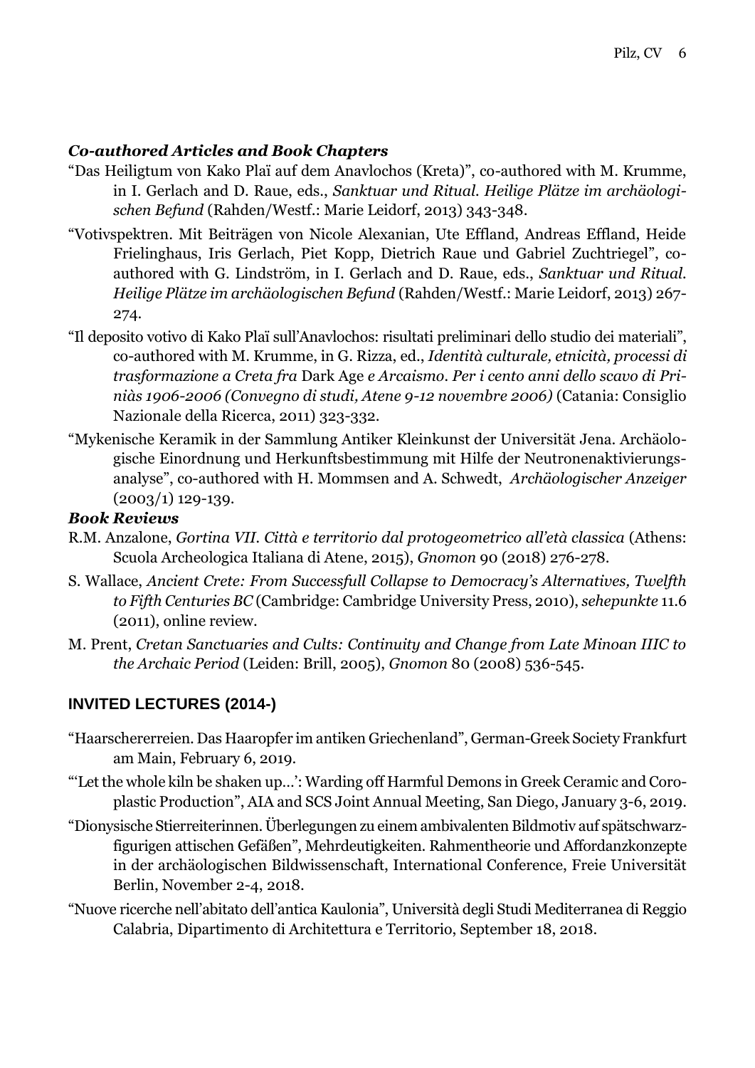### *Co-authored Articles and Book Chapters*

"Das Heiligtum von Kako Plaï auf dem Anavlochos (Kreta)", co-authored with M. Krumme, in I. Gerlach and D. Raue, eds., *Sanktuar und Ritual. Heilige Plätze im archäologischen Befund* (Rahden/Westf.: Marie Leidorf, 2013) 343-348.

"Votivspektren. Mit Beiträgen von Nicole Alexanian, Ute Effland, Andreas Effland, Heide Frielinghaus, Iris Gerlach, Piet Kopp, Dietrich Raue und Gabriel Zuchtriegel", co-authored with G. Lindström, in I. Gerlach and D. Raue, eds., *Sanktuar und Ritual. Heilige Plätze im archäologischen Befund* (Rahden/Westf.: Marie Leidorf, 2013) 267-274.

"Il deposito votivo di Kako Plaï sull'Anavlochos: risultati preliminari dello studio dei materiali", co-authored with M. Krumme, in G. Rizza, ed., *Identità culturale, etnicità, processi di trasformazione a Creta fra* Dark Age *e Arcaismo. Per i cento anni dello scavo di Priniàs 1906-2006 (Convegno di studi, Atene 9-12 novembre 2006)* (Catania: Consiglio Nazionale della Ricerca, 2011) 323-332.

"Mykenische Keramik in der Sammlung Antiker Kleinkunst der Universität Jena. Archäologische Einordnung und Herkunftsbestimmung mit Hilfe der Neutronenaktivierungsanalyse", co-authored with H. Mommsen and A. Schwedt, *Archäologischer Anzeiger* (2003/1) 129-139.

### *Book Reviews*

R.M. Anzalone, *Gortina VII. Città e territorio dal protogeometrico all'età classica* (Athens: Scuola Archeologica Italiana di Atene, 2015), *Gnomon* 90 (2018) 276-278.

S. Wallace, *Ancient Crete: From Successfull Collapse to Democracy's Alternatives, Twelfth to Fifth Centuries BC* (Cambridge: Cambridge University Press, 2010), *sehepunkte* 11.6 (2011), online review.

M. Prent, *Cretan Sanctuaries and Cults: Continuity and Change from Late Minoan IIIC to the Archaic Period* (Leiden: Brill, 2005), *Gnomon* 80 (2008) 536-545.

## INVITED LECTURES (2014-)

"Haarschererreien. Das Haaropfer im antiken Griechenland", German-Greek Society Frankfurt am Main, February 6, 2019.

"'Let the whole kiln be shaken up…': Warding off Harmful Demons in Greek Ceramic and Coroplastic Production", AIA and SCS Joint Annual Meeting, San Diego, January 3-6, 2019.

"Dionysische Stierreiterinnen. Überlegungen zu einem ambivalenten Bildmotiv auf spätschwarzfigurigen attischen Gefäßen", Mehrdeutigkeiten. Rahmentheorie und Affordanzkonzepte in der archäologischen Bildwissenschaft, International Conference, Freie Universität Berlin, November 2-4, 2018.

"Nuove ricerche nell'abitato dell'antica Kaulonia", Università degli Studi Mediterranea di Reggio Calabria, Dipartimento di Architettura e Territorio, September 18, 2018.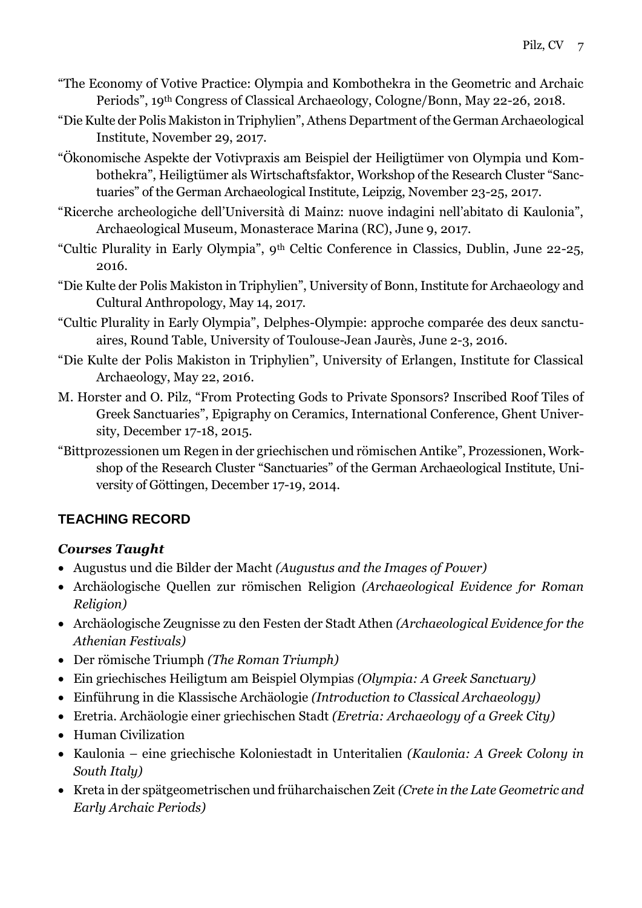"The Economy of Votive Practice: Olympia and Kombothekra in the Geometric and Archaic Periods", 19th Congress of Classical Archaeology, Cologne/Bonn, May 22-26, 2018.

"Die Kulte der Polis Makiston in Triphylien", Athens Department of the German Archaeological Institute, November 29, 2017.

"Ökonomische Aspekte der Votivpraxis am Beispiel der Heiligtümer von Olympia und Kombothekra", Heiligtümer als Wirtschaftsfaktor, Workshop of the Research Cluster "Sanctuaries" of the German Archaeological Institute, Leipzig, November 23-25, 2017.

"Ricerche archeologiche dell'Università di Mainz: nuove indagini nell'abitato di Kaulonia", Archaeological Museum, Monasterace Marina (RC), June 9, 2017.

"Cultic Plurality in Early Olympia", 9th Celtic Conference in Classics, Dublin, June 22-25, 2016.

"Die Kulte der Polis Makiston in Triphylien", University of Bonn, Institute for Archaeology and Cultural Anthropology, May 14, 2017.

"Cultic Plurality in Early Olympia", Delphes-Olympie: approche comparée des deux sanctuaires, Round Table, University of Toulouse-Jean Jaurès, June 2-3, 2016.

"Die Kulte der Polis Makiston in Triphylien", University of Erlangen, Institute for Classical Archaeology, May 22, 2016.

M. Horster and O. Pilz, "From Protecting Gods to Private Sponsors? Inscribed Roof Tiles of Greek Sanctuaries", Epigraphy on Ceramics, International Conference, Ghent University, December 17-18, 2015.

"Bittprozessionen um Regen in der griechischen und römischen Antike", Prozessionen, Workshop of the Research Cluster "Sanctuaries" of the German Archaeological Institute, University of Göttingen, December 17-19, 2014.

## TEACHING RECORD

### *Courses Taught*

- Augustus und die Bilder der Macht *(Augustus and the Images of Power)*
- Archäologische Quellen zur römischen Religion *(Archaeological Evidence for Roman Religion)*
- Archäologische Zeugnisse zu den Festen der Stadt Athen *(Archaeological Evidence for the Athenian Festivals)*
- Der römische Triumph *(The Roman Triumph)*
- Ein griechisches Heiligtum am Beispiel Olympias *(Olympia: A Greek Sanctuary)*
- Einführung in die Klassische Archäologie *(Introduction to Classical Archaeology)*
- Eretria. Archäologie einer griechischen Stadt *(Eretria: Archaeology of a Greek City)*
- Human Civilization
- Kaulonia – eine griechische Koloniestadt in Unteritalien *(Kaulonia: A Greek Colony in South Italy)*
- Kreta in der spätgeometrischen und früharchaischen Zeit *(Crete in the Late Geometric and Early Archaic Periods)*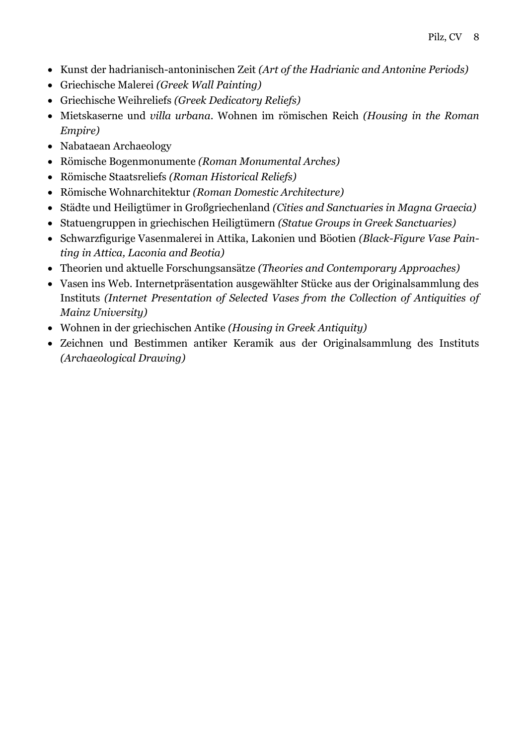- Kunst der hadrianisch-antoninischen Zeit *(Art of the Hadrianic and Antonine Periods)*
- Griechische Malerei *(Greek Wall Painting)*
- Griechische Weihreliefs *(Greek Dedicatory Reliefs)*
- Mietskaserne und *villa urbana*. Wohnen im römischen Reich *(Housing in the Roman Empire)*
- Nabataean Archaeology
- Römische Bogenmonumente *(Roman Monumental Arches)*
- Römische Staatsreliefs *(Roman Historical Reliefs)*
- Römische Wohnarchitektur *(Roman Domestic Architecture)*
- Städte und Heiligtümer in Großgriechenland *(Cities and Sanctuaries in Magna Graecia)*
- Statuengruppen in griechischen Heiligtümern *(Statue Groups in Greek Sanctuaries)*
- Schwarzfigurige Vasenmalerei in Attika, Lakonien und Böotien *(Black-Figure Vase Painting in Attica, Laconia and Beotia)*
- Theorien und aktuelle Forschungsansätze *(Theories and Contemporary Approaches)*
- Vasen ins Web. Internetpräsentation ausgewählter Stücke aus der Originalsammlung des Instituts *(Internet Presentation of Selected Vases from the Collection of Antiquities of Mainz University)*
- Wohnen in der griechischen Antike *(Housing in Greek Antiquity)*
- Zeichnen und Bestimmen antiker Keramik aus der Originalsammlung des Instituts *(Archaeological Drawing)*